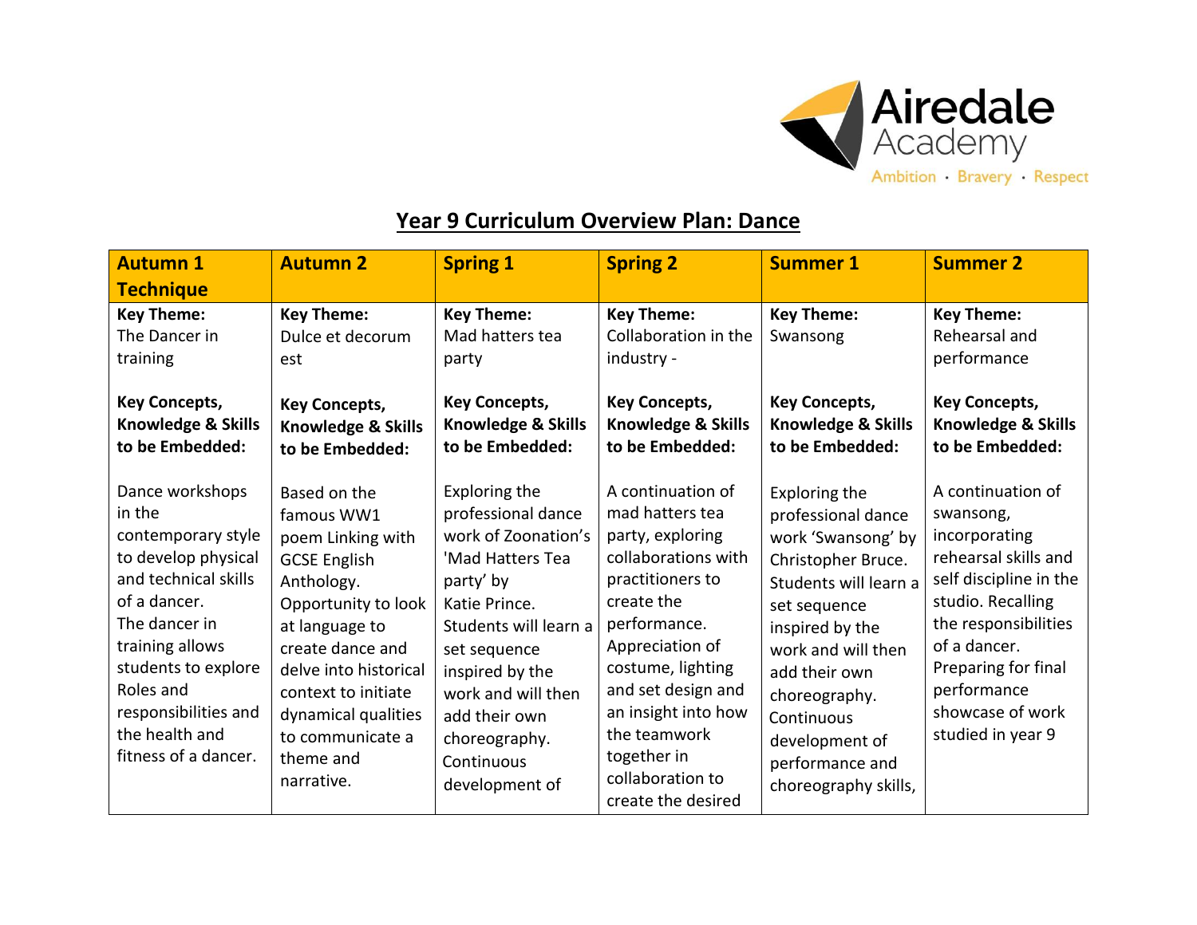Airedale Academy

Ambition · Bravery · Respect

## Year 9 Curriculum Overview Plan: Dance

| Autumn 1 Technique | Autumn 2 | Spring 1 | Spring 2 | Summer 1 | Summer 2 |
|---|---|---|---|---|---|
| **Key Theme:** The Dancer in training<br><br>**Key Concepts, Knowledge & Skills to be Embedded:**<br><br>Dance workshops in the contemporary style to develop physical and technical skills of a dancer. The dancer in training allows students to explore Roles and responsibilities and the health and fitness of a dancer. | **Key Theme:** Dulce et decorum est<br><br>**Key Concepts, Knowledge & Skills to be Embedded:**<br><br>Based on the famous WW1 poem Linking with GCSE English Anthology. Opportunity to look at language to create dance and delve into historical context to initiate dynamical qualities to communicate a theme and narrative. | **Key Theme:** Mad hatters tea party<br><br>**Key Concepts, Knowledge & Skills to be Embedded:**<br><br>Exploring the professional dance work of Zoonation's 'Mad Hatters Tea party' by Katie Prince. Students will learn a set sequence inspired by the work and will then add their own choreography. Continuous development of | **Key Theme:** Collaboration in the industry -<br><br>**Key Concepts, Knowledge & Skills to be Embedded:**<br><br>A continuation of mad hatters tea party, exploring collaborations with practitioners to create the performance. Appreciation of costume, lighting and set design and an insight into how the teamwork together in collaboration to create the desired | **Key Theme:** Swansong<br><br>**Key Concepts, Knowledge & Skills to be Embedded:**<br><br>Exploring the professional dance work 'Swansong' by Christopher Bruce. Students will learn a set sequence inspired by the work and will then add their own choreography. Continuous development of performance and choreography skills, | **Key Theme:** Rehearsal and performance<br><br>**Key Concepts, Knowledge & Skills to be Embedded:**<br><br>A continuation of swansong, incorporating rehearsal skills and self discipline in the studio. Recalling the responsibilities of a dancer. Preparing for final performance showcase of work studied in year 9 |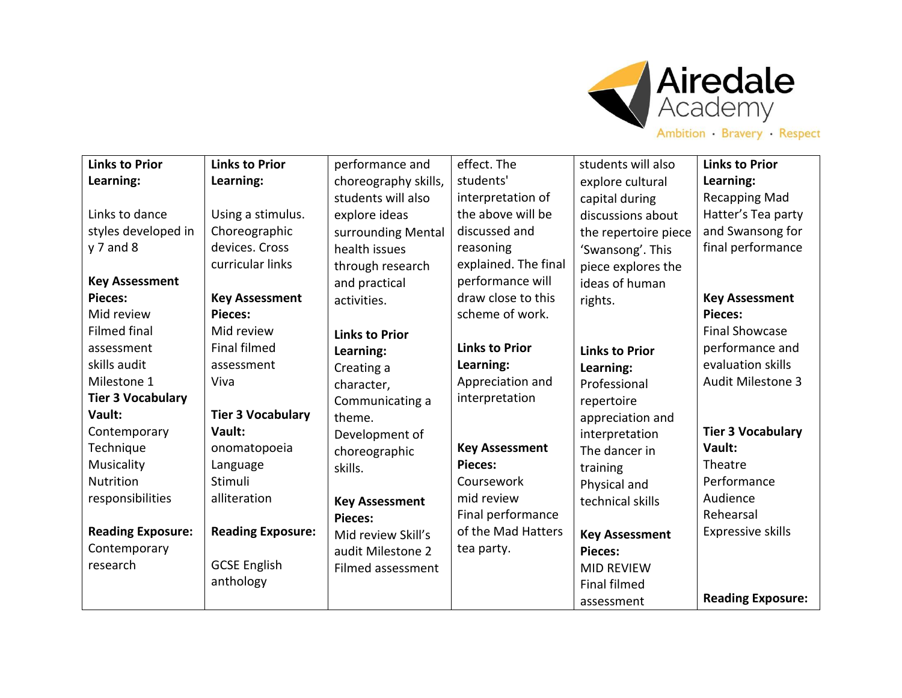| | | | | | |
|---|---|---|---|---|---|
| **Links to Prior Learning:**<br><br>Links to dance styles developed in y 7 and 8<br><br>**Key Assessment Pieces:**<br>Mid review<br>Filmed final assessment<br>skills audit<br>Milestone 1<br>**Tier 3 Vocabulary Vault:**<br>Contemporary<br>Technique<br>Musicality<br>Nutrition<br>responsibilities<br><br>**Reading Exposure:**<br>Contemporary research | **Links to Prior Learning:**<br><br>Using a stimulus.<br>Choreographic devices. Cross curricular links<br><br>**Key Assessment Pieces:**<br>Mid review<br>Final filmed assessment<br>Viva<br><br>**Tier 3 Vocabulary Vault:**<br>onomatopoeia<br>Language<br>Stimuli<br>alliteration<br><br>**Reading Exposure:**<br><br>GCSE English anthology | performance and choreography skills, students will also explore ideas surrounding Mental health issues through research and practical activities.<br><br>**Links to Prior Learning:**<br>Creating a character,<br>Communicating a theme.<br>Development of choreographic skills.<br><br>**Key Assessment Pieces:**<br>Mid review Skill's audit Milestone 2<br>Filmed assessment | effect. The students' interpretation of the above will be discussed and reasoning explained. The final performance will draw close to this scheme of work.<br><br>**Links to Prior Learning:**<br>Appreciation and interpretation<br><br>**Key Assessment Pieces:**<br>Coursework<br>mid review<br>Final performance of the Mad Hatters tea party. | students will also explore cultural capital during discussions about the repertoire piece 'Swansong'. This piece explores the ideas of human rights.<br><br>**Links to Prior Learning:**<br>Professional repertoire appreciation and interpretation<br>The dancer in training<br>Physical and technical skills<br><br>**Key Assessment Pieces:**<br>MID REVIEW<br>Final filmed assessment | **Links to Prior Learning:**<br>Recapping Mad Hatter's Tea party and Swansong for final performance<br><br>**Key Assessment Pieces:**<br>Final Showcase performance and evaluation skills Audit Milestone 3<br><br>**Tier 3 Vocabulary Vault:**<br>Theatre<br>Performance<br>Audience<br>Rehearsal<br>Expressive skills<br><br>**Reading Exposure:** |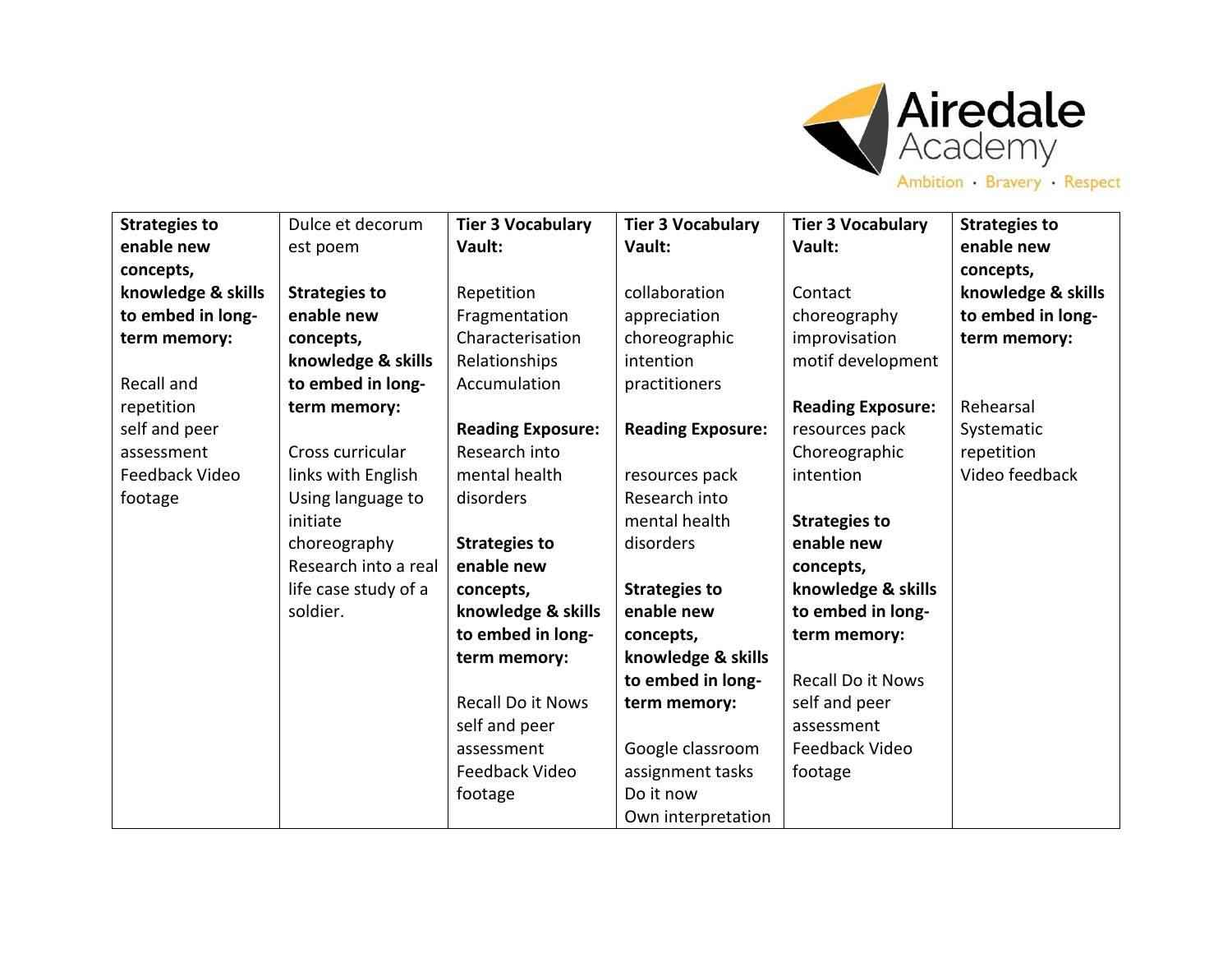| **Strategies to enable new concepts, knowledge & skills to embed in long-term memory:**<br><br>Recall and repetition<br>self and peer assessment<br>Feedback Video footage | Dulce et decorum est poem<br><br>**Strategies to enable new concepts, knowledge & skills to embed in long-term memory:**<br><br>Cross curricular links with English<br>Using language to initiate choreography<br>Research into a real life case study of a soldier. | **Tier 3 Vocabulary Vault:**<br><br>Repetition<br>Fragmentation<br>Characterisation<br>Relationships<br>Accumulation<br><br>**Reading Exposure:**<br>Research into mental health disorders<br><br>**Strategies to enable new concepts, knowledge & skills to embed in long-term memory:**<br><br>Recall Do it Nows<br>self and peer assessment<br>Feedback Video footage | **Tier 3 Vocabulary Vault:**<br><br>collaboration<br>appreciation<br>choreographic intention<br>practitioners<br><br>**Reading Exposure:**<br><br>resources pack<br>Research into mental health disorders<br><br>**Strategies to enable new concepts, knowledge & skills to embed in long-term memory:**<br><br>Google classroom assignment tasks<br>Do it now<br>Own interpretation | **Tier 3 Vocabulary Vault:**<br><br>Contact choreography<br>improvisation<br>motif development<br><br>**Reading Exposure:**<br>resources pack<br>Choreographic intention<br><br>**Strategies to enable new concepts, knowledge & skills to embed in long-term memory:**<br><br>Recall Do it Nows<br>self and peer assessment<br>Feedback Video footage | **Strategies to enable new concepts, knowledge & skills to embed in long-term memory:**<br><br>Rehearsal<br>Systematic repetition<br>Video feedback |
|---|---|---|---|---|---|